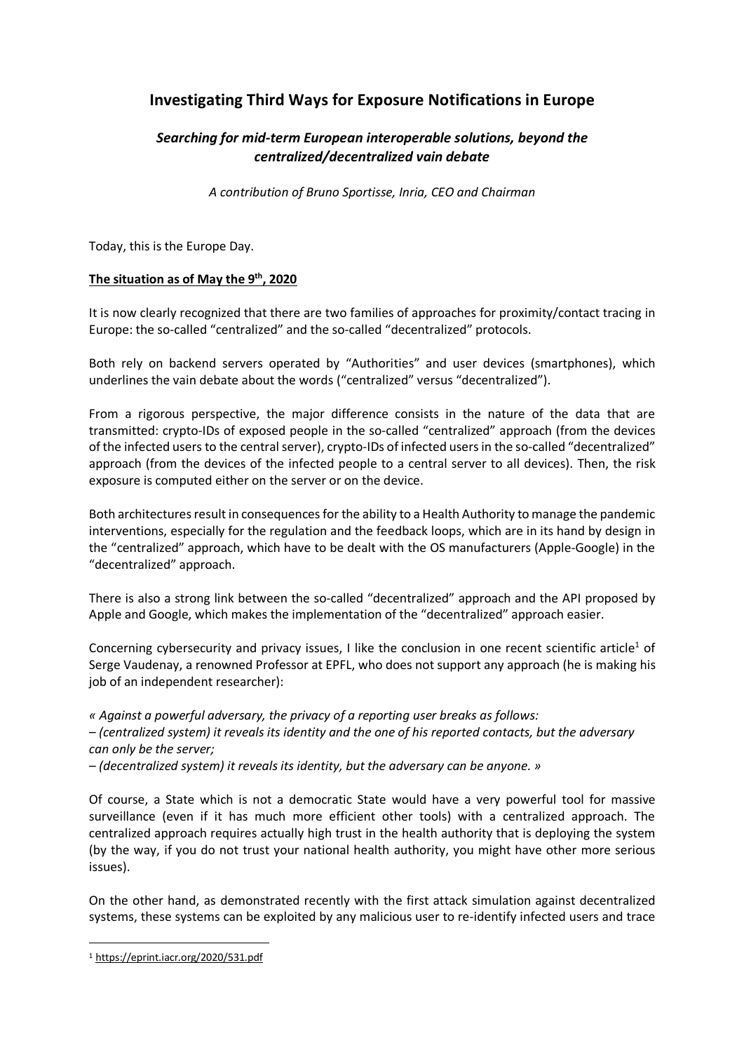# Investigating Third Ways for Exposure Notifications in Europe

## *Searching for mid-term European interoperable solutions, beyond the centralized/decentralized vain debate*

*A contribution of Bruno Sportisse, Inria, CEO and Chairman*

Today, this is the Europe Day.

**The situation as of May the 9th, 2020**

It is now clearly recognized that there are two families of approaches for proximity/contact tracing in Europe: the so-called "centralized" and the so-called "decentralized" protocols.

Both rely on backend servers operated by "Authorities" and user devices (smartphones), which underlines the vain debate about the words ("centralized" versus "decentralized").

From a rigorous perspective, the major difference consists in the nature of the data that are transmitted: crypto-IDs of exposed people in the so-called "centralized" approach (from the devices of the infected users to the central server), crypto-IDs of infected users in the so-called "decentralized" approach (from the devices of the infected people to a central server to all devices). Then, the risk exposure is computed either on the server or on the device.

Both architectures result in consequences for the ability to a Health Authority to manage the pandemic interventions, especially for the regulation and the feedback loops, which are in its hand by design in the "centralized" approach, which have to be dealt with the OS manufacturers (Apple-Google) in the "decentralized" approach.

There is also a strong link between the so-called "decentralized" approach and the API proposed by Apple and Google, which makes the implementation of the "decentralized" approach easier.

Concerning cybersecurity and privacy issues, I like the conclusion in one recent scientific article[1] of Serge Vaudenay, a renowned Professor at EPFL, who does not support any approach (he is making his job of an independent researcher):

*« Against a powerful adversary, the privacy of a reporting user breaks as follows:*
*– (centralized system) it reveals its identity and the one of his reported contacts, but the adversary can only be the server;*
*– (decentralized system) it reveals its identity, but the adversary can be anyone. »*

Of course, a State which is not a democratic State would have a very powerful tool for massive surveillance (even if it has much more efficient other tools) with a centralized approach. The centralized approach requires actually high trust in the health authority that is deploying the system (by the way, if you do not trust your national health authority, you might have other more serious issues).

On the other hand, as demonstrated recently with the first attack simulation against decentralized systems, these systems can be exploited by any malicious user to re-identify infected users and trace

---

[1] https://eprint.iacr.org/2020/531.pdf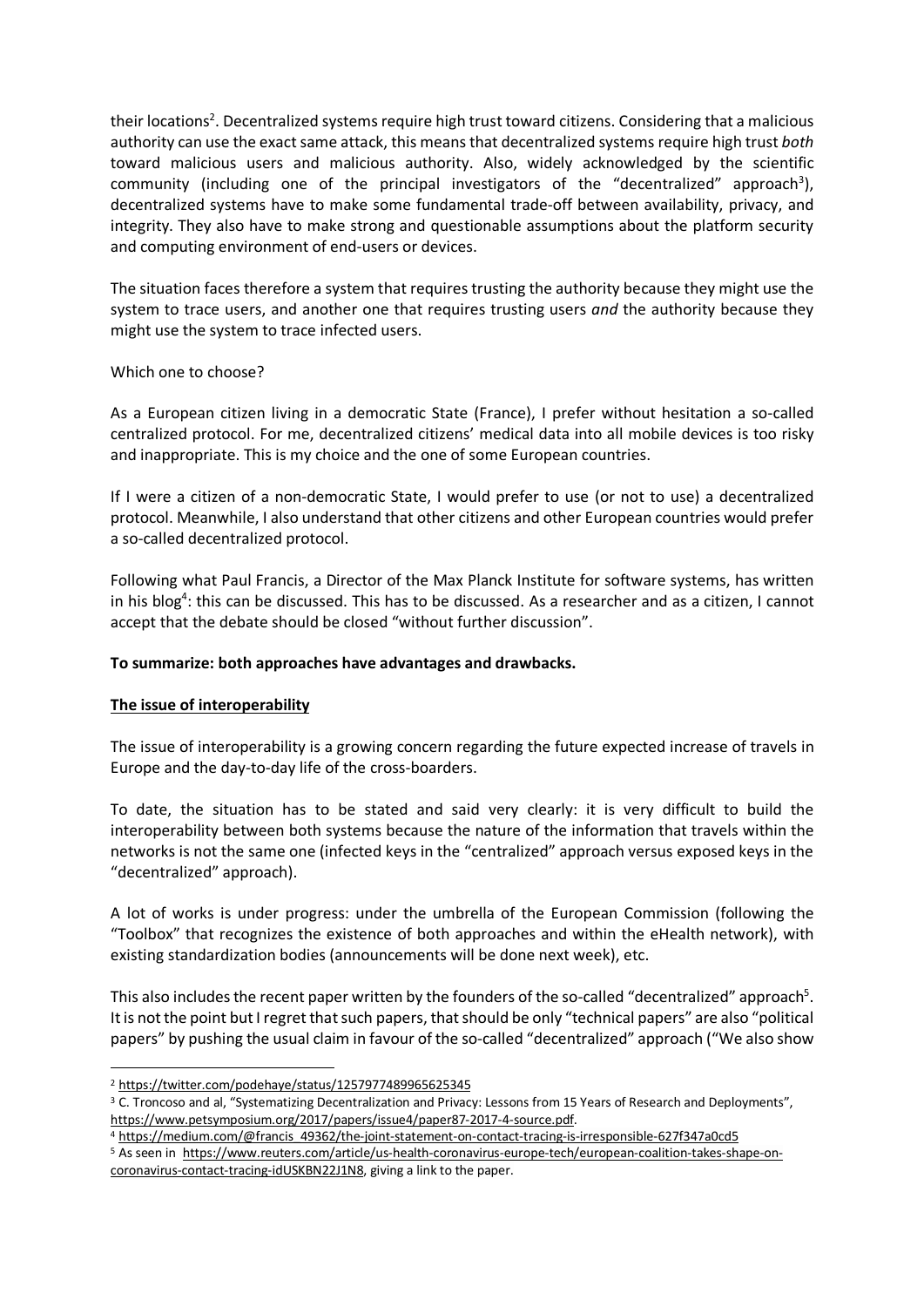their locations[2]. Decentralized systems require high trust toward citizens. Considering that a malicious authority can use the exact same attack, this means that decentralized systems require high trust *both* toward malicious users and malicious authority. Also, widely acknowledged by the scientific community (including one of the principal investigators of the "decentralized" approach[3]), decentralized systems have to make some fundamental trade-off between availability, privacy, and integrity. They also have to make strong and questionable assumptions about the platform security and computing environment of end-users or devices.

The situation faces therefore a system that requires trusting the authority because they might use the system to trace users, and another one that requires trusting users *and* the authority because they might use the system to trace infected users.

Which one to choose?

As a European citizen living in a democratic State (France), I prefer without hesitation a so-called centralized protocol. For me, decentralized citizens' medical data into all mobile devices is too risky and inappropriate. This is my choice and the one of some European countries.

If I were a citizen of a non-democratic State, I would prefer to use (or not to use) a decentralized protocol. Meanwhile, I also understand that other citizens and other European countries would prefer a so-called decentralized protocol.

Following what Paul Francis, a Director of the Max Planck Institute for software systems, has written in his blog[4]: this can be discussed. This has to be discussed. As a researcher and as a citizen, I cannot accept that the debate should be closed "without further discussion".

**To summarize: both approaches have advantages and drawbacks.**

**The issue of interoperability**

The issue of interoperability is a growing concern regarding the future expected increase of travels in Europe and the day-to-day life of the cross-boarders.

To date, the situation has to be stated and said very clearly: it is very difficult to build the interoperability between both systems because the nature of the information that travels within the networks is not the same one (infected keys in the "centralized" approach versus exposed keys in the "decentralized" approach).

A lot of works is under progress: under the umbrella of the European Commission (following the "Toolbox" that recognizes the existence of both approaches and within the eHealth network), with existing standardization bodies (announcements will be done next week), etc.

This also includes the recent paper written by the founders of the so-called "decentralized" approach[5]. It is not the point but I regret that such papers, that should be only "technical papers" are also "political papers" by pushing the usual claim in favour of the so-called "decentralized" approach ("We also show

---

[2] https://twitter.com/podehaye/status/1257977489965625345

[3] C. Troncoso and al, "Systematizing Decentralization and Privacy: Lessons from 15 Years of Research and Deployments", https://www.petsymposium.org/2017/papers/issue4/paper87-2017-4-source.pdf.

[4] https://medium.com/@francis_49362/the-joint-statement-on-contact-tracing-is-irresponsible-627f347a0cd5

[5] As seen in https://www.reuters.com/article/us-health-coronavirus-europe-tech/european-coalition-takes-shape-on-coronavirus-contact-tracing-idUSKBN22J1N8, giving a link to the paper.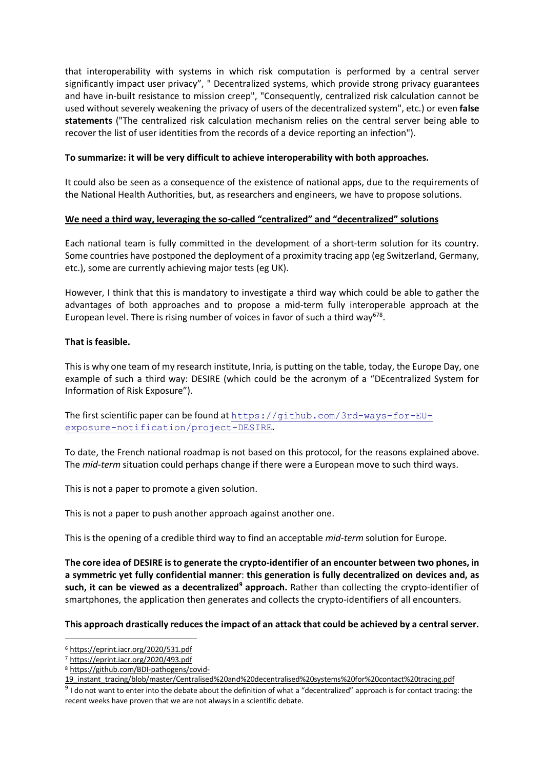that interoperability with systems in which risk computation is performed by a central server significantly impact user privacy", " Decentralized systems, which provide strong privacy guarantees and have in-built resistance to mission creep", "Consequently, centralized risk calculation cannot be used without severely weakening the privacy of users of the decentralized system", etc.) or even **false statements** ("The centralized risk calculation mechanism relies on the central server being able to recover the list of user identities from the records of a device reporting an infection").

**To summarize: it will be very difficult to achieve interoperability with both approaches.**

It could also be seen as a consequence of the existence of national apps, due to the requirements of the National Health Authorities, but, as researchers and engineers, we have to propose solutions.

**We need a third way, leveraging the so-called "centralized" and "decentralized" solutions**

Each national team is fully committed in the development of a short-term solution for its country. Some countries have postponed the deployment of a proximity tracing app (eg Switzerland, Germany, etc.), some are currently achieving major tests (eg UK).

However, I think that this is mandatory to investigate a third way which could be able to gather the advantages of both approaches and to propose a mid-term fully interoperable approach at the European level. There is rising number of voices in favor of such a third way[6][7][8].

**That is feasible.**

This is why one team of my research institute, Inria, is putting on the table, today, the Europe Day, one example of such a third way: DESIRE (which could be the acronym of a "DEcentralized System for Information of Risk Exposure").

The first scientific paper can be found at `https://github.com/3rd-ways-for-EU-exposure-notification/project-DESIRE`.

To date, the French national roadmap is not based on this protocol, for the reasons explained above. The *mid-term* situation could perhaps change if there were a European move to such third ways.

This is not a paper to promote a given solution.

This is not a paper to push another approach against another one.

This is the opening of a credible third way to find an acceptable *mid-term* solution for Europe.

**The core idea of DESIRE is to generate the crypto-identifier of an encounter between two phones, in a symmetric yet fully confidential manner**: **this generation is fully decentralized on devices and, as such, it can be viewed as a decentralized[9] approach.** Rather than collecting the crypto-identifier of smartphones, the application then generates and collects the crypto-identifiers of all encounters.

**This approach drastically reduces the impact of an attack that could be achieved by a central server.**

---

[6] https://eprint.iacr.org/2020/531.pdf

[7] https://eprint.iacr.org/2020/493.pdf

[8] https://github.com/BDI-pathogens/covid-19_instant_tracing/blob/master/Centralised%20and%20decentralised%20systems%20for%20contact%20tracing.pdf

[9] I do not want to enter into the debate about the definition of what a "decentralized" approach is for contact tracing: the recent weeks have proven that we are not always in a scientific debate.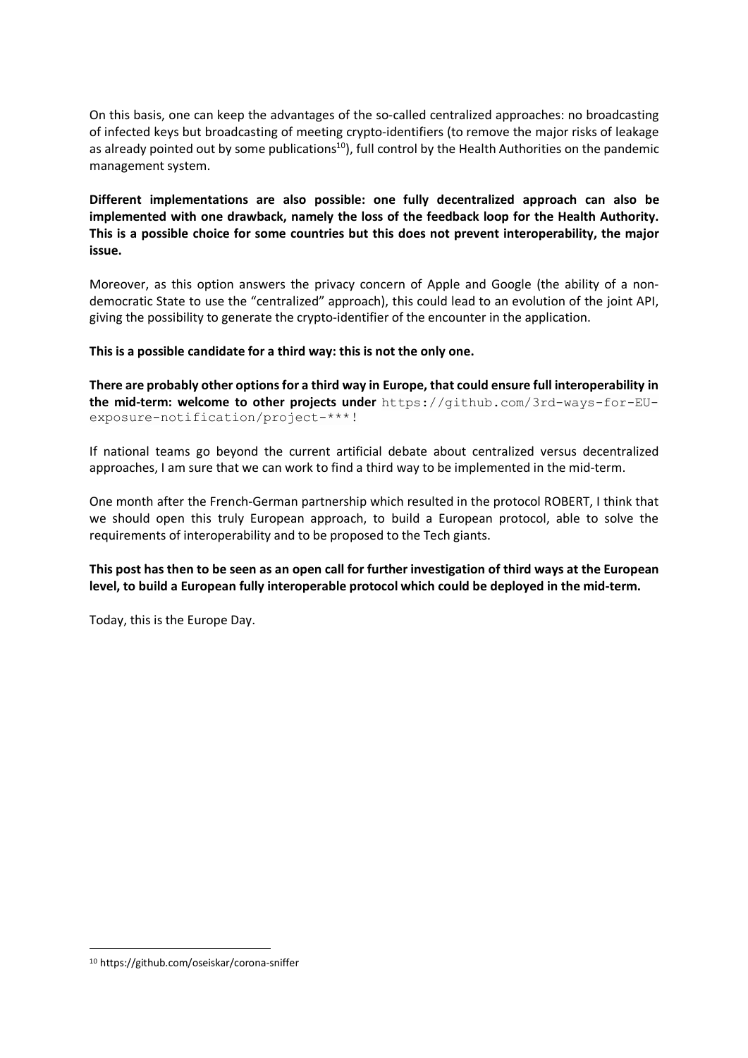On this basis, one can keep the advantages of the so-called centralized approaches: no broadcasting of infected keys but broadcasting of meeting crypto-identifiers (to remove the major risks of leakage as already pointed out by some publications[10]), full control by the Health Authorities on the pandemic management system.

**Different implementations are also possible: one fully decentralized approach can also be implemented with one drawback, namely the loss of the feedback loop for the Health Authority. This is a possible choice for some countries but this does not prevent interoperability, the major issue.**

Moreover, as this option answers the privacy concern of Apple and Google (the ability of a non-democratic State to use the "centralized" approach), this could lead to an evolution of the joint API, giving the possibility to generate the crypto-identifier of the encounter in the application.

**This is a possible candidate for a third way: this is not the only one.**

**There are probably other options for a third way in Europe, that could ensure full interoperability in the mid-term: welcome to other projects under** `https://github.com/3rd-ways-for-EU-exposure-notification/project-***`!

If national teams go beyond the current artificial debate about centralized versus decentralized approaches, I am sure that we can work to find a third way to be implemented in the mid-term.

One month after the French-German partnership which resulted in the protocol ROBERT, I think that we should open this truly European approach, to build a European protocol, able to solve the requirements of interoperability and to be proposed to the Tech giants.

**This post has then to be seen as an open call for further investigation of third ways at the European level, to build a European fully interoperable protocol which could be deployed in the mid-term.**

Today, this is the Europe Day.

---

[10] https://github.com/oseiskar/corona-sniffer